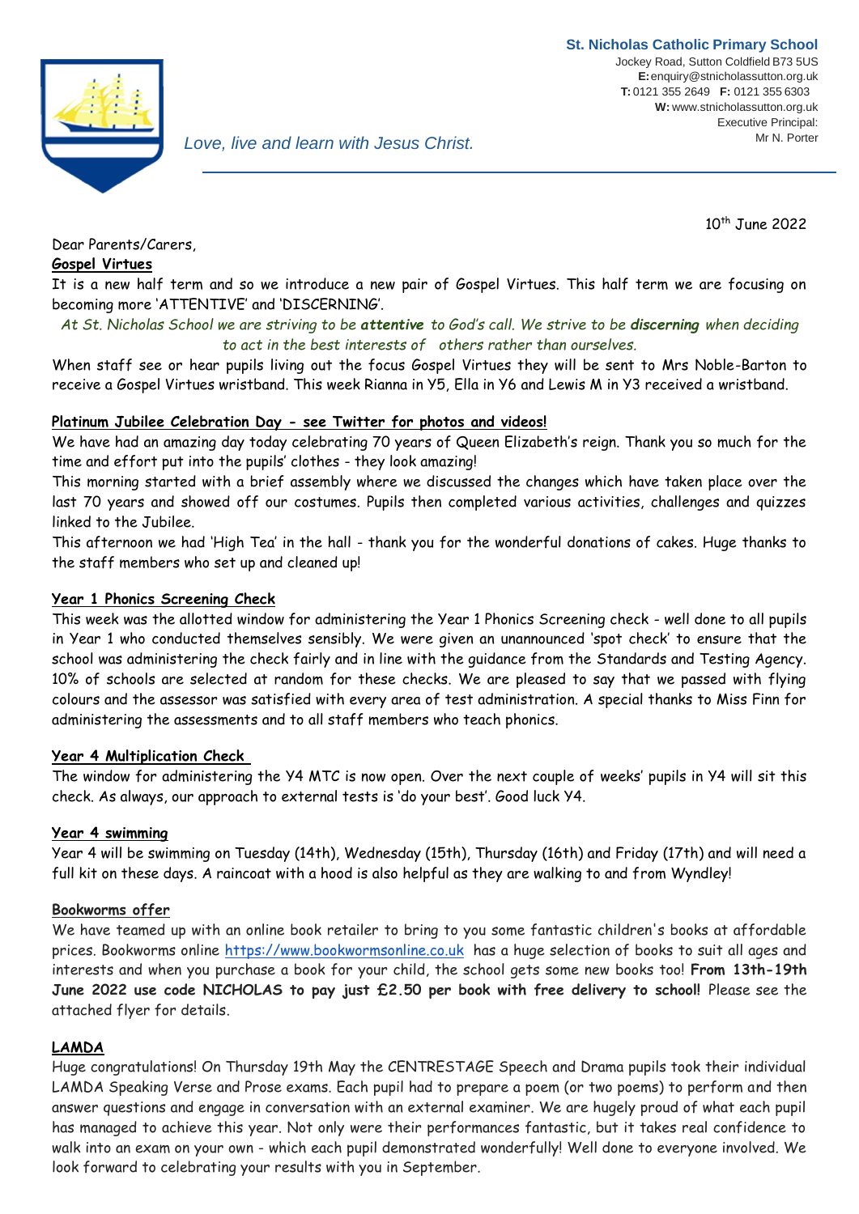**St. Nicholas Catholic Primary School**
Jockey Road, Sutton Coldfield B73 5US
**E:** enquiry@stnicholassutton.org.uk
**T:** 0121 355 2649 **F:** 0121 355 6303
**W:** www.stnicholassutton.org.uk
Executive Principal:
Mr N. Porter

*Love, live and learn with Jesus Christ.*

10th June 2022

Dear Parents/Carers,

**Gospel Virtues**

It is a new half term and so we introduce a new pair of Gospel Virtues. This half term we are focusing on becoming more 'ATTENTIVE' and 'DISCERNING'.

*At St. Nicholas School we are striving to be* ***attentive*** *to God's call. We strive to be* ***discerning*** *when deciding to act in the best interests of others rather than ourselves.*

When staff see or hear pupils living out the focus Gospel Virtues they will be sent to Mrs Noble-Barton to receive a Gospel Virtues wristband. This week Rianna in Y5, Ella in Y6 and Lewis M in Y3 received a wristband.

**Platinum Jubilee Celebration Day - see Twitter for photos and videos!**

We have had an amazing day today celebrating 70 years of Queen Elizabeth's reign. Thank you so much for the time and effort put into the pupils' clothes - they look amazing!

This morning started with a brief assembly where we discussed the changes which have taken place over the last 70 years and showed off our costumes. Pupils then completed various activities, challenges and quizzes linked to the Jubilee.

This afternoon we had 'High Tea' in the hall - thank you for the wonderful donations of cakes. Huge thanks to the staff members who set up and cleaned up!

**Year 1 Phonics Screening Check**

This week was the allotted window for administering the Year 1 Phonics Screening check - well done to all pupils in Year 1 who conducted themselves sensibly. We were given an unannounced 'spot check' to ensure that the school was administering the check fairly and in line with the guidance from the Standards and Testing Agency. 10% of schools are selected at random for these checks. We are pleased to say that we passed with flying colours and the assessor was satisfied with every area of test administration. A special thanks to Miss Finn for administering the assessments and to all staff members who teach phonics.

**Year 4 Multiplication Check**

The window for administering the Y4 MTC is now open. Over the next couple of weeks' pupils in Y4 will sit this check. As always, our approach to external tests is 'do your best'. Good luck Y4.

**Year 4 swimming**

Year 4 will be swimming on Tuesday (14th), Wednesday (15th), Thursday (16th) and Friday (17th) and will need a full kit on these days. A raincoat with a hood is also helpful as they are walking to and from Wyndley!

**Bookworms offer**

We have teamed up with an online book retailer to bring to you some fantastic children's books at affordable prices. Bookworms online https://www.bookwormsonline.co.uk has a huge selection of books to suit all ages and interests and when you purchase a book for your child, the school gets some new books too! **From 13th-19th June 2022 use code NICHOLAS to pay just £2.50 per book with free delivery to school!** Please see the attached flyer for details.

**LAMDA**

Huge congratulations! On Thursday 19th May the CENTRESTAGE Speech and Drama pupils took their individual LAMDA Speaking Verse and Prose exams. Each pupil had to prepare a poem (or two poems) to perform and then answer questions and engage in conversation with an external examiner. We are hugely proud of what each pupil has managed to achieve this year. Not only were their performances fantastic, but it takes real confidence to walk into an exam on your own - which each pupil demonstrated wonderfully! Well done to everyone involved. We look forward to celebrating your results with you in September.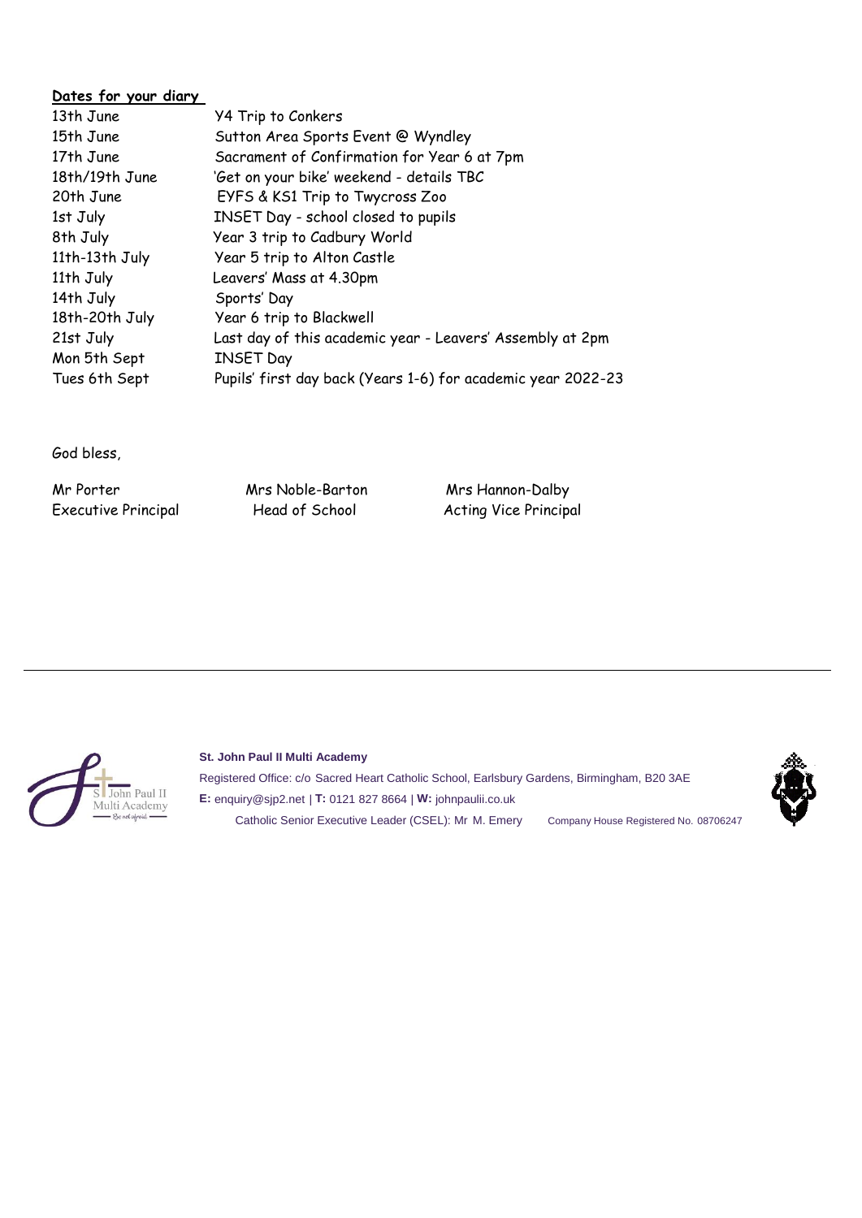**<u>Dates for your diary</u>**

| | |
|---|---|
| 13th June | Y4 Trip to Conkers |
| 15th June | Sutton Area Sports Event @ Wyndley |
| 17th June | Sacrament of Confirmation for Year 6 at 7pm |
| 18th/19th June | 'Get on your bike' weekend - details TBC |
| 20th June | EYFS & KS1 Trip to Twycross Zoo |
| 1st July | INSET Day - school closed to pupils |
| 8th July | Year 3 trip to Cadbury World |
| 11th-13th July | Year 5 trip to Alton Castle |
| 11th July | Leavers' Mass at 4.30pm |
| 14th July | Sports' Day |
| 18th-20th July | Year 6 trip to Blackwell |
| 21st July | Last day of this academic year - Leavers' Assembly at 2pm |
| Mon 5th Sept | INSET Day |
| Tues 6th Sept | Pupils' first day back (Years 1-6) for academic year 2022-23 |

God bless,

| | | |
|---|---|---|
| Mr Porter | Mrs Noble-Barton | Mrs Hannon-Dalby |
| Executive Principal | Head of School | Acting Vice Principal |

**St. John Paul II Multi Academy**

Registered Office: c/o Sacred Heart Catholic School, Earlsbury Gardens, Birmingham, B20 3AE

**E:** enquiry@sjp2.net | **T:** 0121 827 8664 | **W:** johnpaulii.co.uk

Catholic Senior Executive Leader (CSEL): Mr M. Emery    Company House Registered No. 08706247